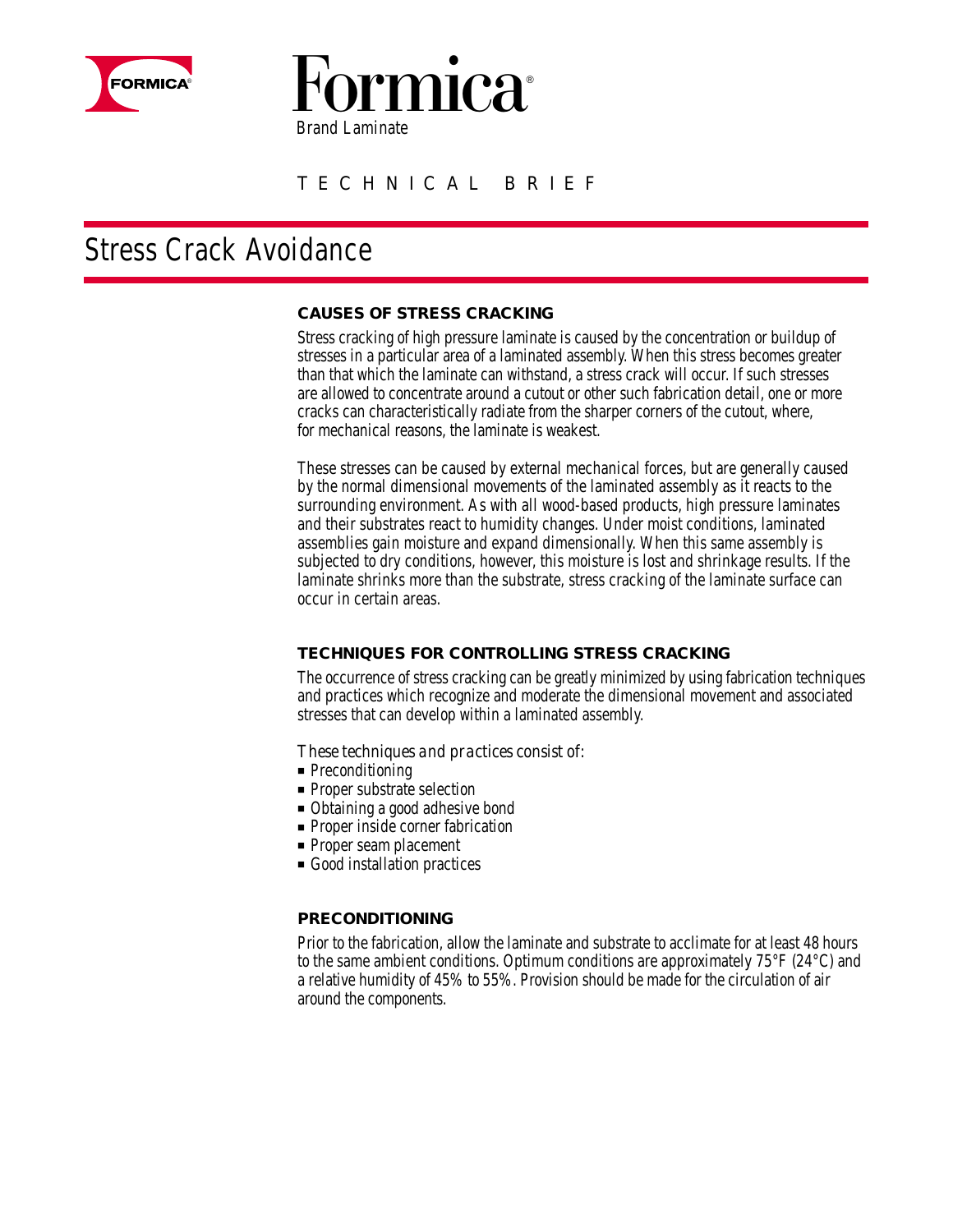FORMICA®

Formica®

Brand Laminate

TECHNICAL BRIEF

# Stress Crack Avoidance

## CAUSES OF STRESS CRACKING

Stress cracking of high pressure laminate is caused by the concentration or buildup of stresses in a particular area of a laminated assembly. When this stress becomes greater than that which the laminate can withstand, a stress crack will occur. If such stresses are allowed to concentrate around a cutout or other such fabrication detail, one or more cracks can characteristically radiate from the sharper corners of the cutout, where, for mechanical reasons, the laminate is weakest.

These stresses can be caused by external mechanical forces, but are generally caused by the normal dimensional movements of the laminated assembly as it reacts to the surrounding environment. As with all wood-based products, high pressure laminates and their substrates react to humidity changes. Under moist conditions, laminated assemblies gain moisture and expand dimensionally. When this same assembly is subjected to dry conditions, however, this moisture is lost and shrinkage results. If the laminate shrinks more than the substrate, stress cracking of the laminate surface can occur in certain areas.

## TECHNIQUES FOR CONTROLLING STRESS CRACKING

The occurrence of stress cracking can be greatly minimized by using fabrication techniques and practices which recognize and moderate the dimensional movement and associated stresses that can develop within a laminated assembly.

These techniques and practices consist of:

- Preconditioning
- Proper substrate selection
- Obtaining a good adhesive bond
- Proper inside corner fabrication
- Proper seam placement
- Good installation practices

## PRECONDITIONING

Prior to the fabrication, allow the laminate and substrate to acclimate for at least 48 hours to the same ambient conditions. Optimum conditions are approximately 75°F (24°C) and a relative humidity of 45% to 55%. Provision should be made for the circulation of air around the components.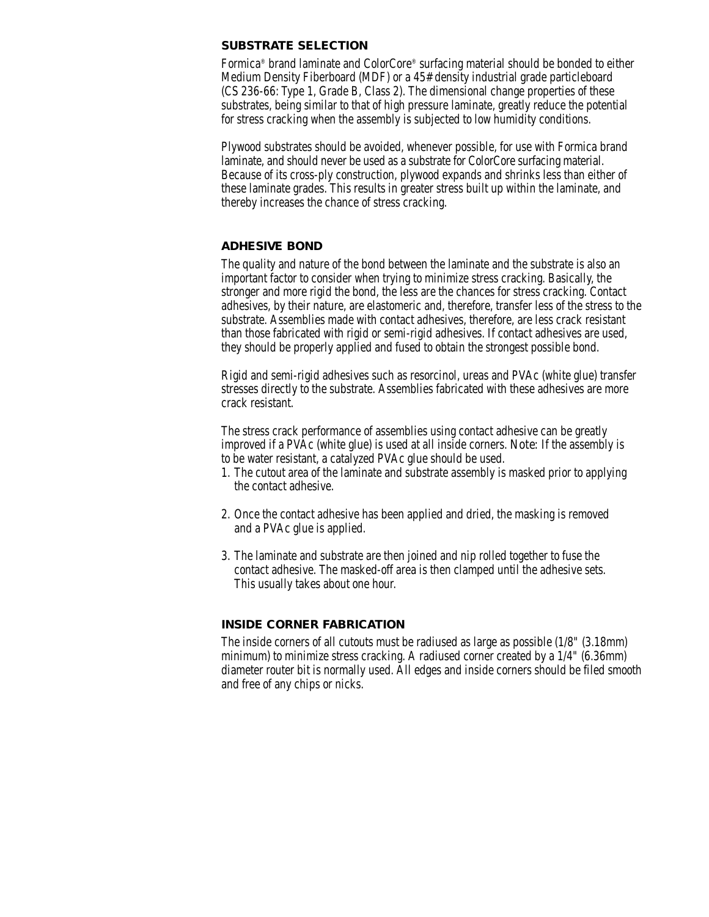## SUBSTRATE SELECTION

Formica® brand laminate and ColorCore® surfacing material should be bonded to either Medium Density Fiberboard (MDF) or a 45# density industrial grade particleboard (CS 236-66: Type 1, Grade B, Class 2). The dimensional change properties of these substrates, being similar to that of high pressure laminate, greatly reduce the potential for stress cracking when the assembly is subjected to low humidity conditions.

Plywood substrates should be avoided, whenever possible, for use with Formica brand laminate, and should never be used as a substrate for ColorCore surfacing material. Because of its cross-ply construction, plywood expands and shrinks less than either of these laminate grades. This results in greater stress built up within the laminate, and thereby increases the chance of stress cracking.

## ADHESIVE BOND

The quality and nature of the bond between the laminate and the substrate is also an important factor to consider when trying to minimize stress cracking. Basically, the stronger and more rigid the bond, the less are the chances for stress cracking. Contact adhesives, by their nature, are elastomeric and, therefore, transfer less of the stress to the substrate. Assemblies made with contact adhesives, therefore, are less crack resistant than those fabricated with rigid or semi-rigid adhesives. If contact adhesives are used, they should be properly applied and fused to obtain the strongest possible bond.

Rigid and semi-rigid adhesives such as resorcinol, ureas and PVAc (white glue) transfer stresses directly to the substrate. Assemblies fabricated with these adhesives are more crack resistant.

The stress crack performance of assemblies using contact adhesive can be greatly improved if a PVAc (white glue) is used at all inside corners. Note: If the assembly is to be water resistant, a catalyzed PVAc glue should be used.

1. The cutout area of the laminate and substrate assembly is masked prior to applying the contact adhesive.

2. Once the contact adhesive has been applied and dried, the masking is removed and a PVAc glue is applied.

3. The laminate and substrate are then joined and nip rolled together to fuse the contact adhesive. The masked-off area is then clamped until the adhesive sets. This usually takes about one hour.

## INSIDE CORNER FABRICATION

The inside corners of all cutouts must be radiused as large as possible (1/8" (3.18mm) minimum) to minimize stress cracking. A radiused corner created by a 1/4" (6.36mm) diameter router bit is normally used. All edges and inside corners should be filed smooth and free of any chips or nicks.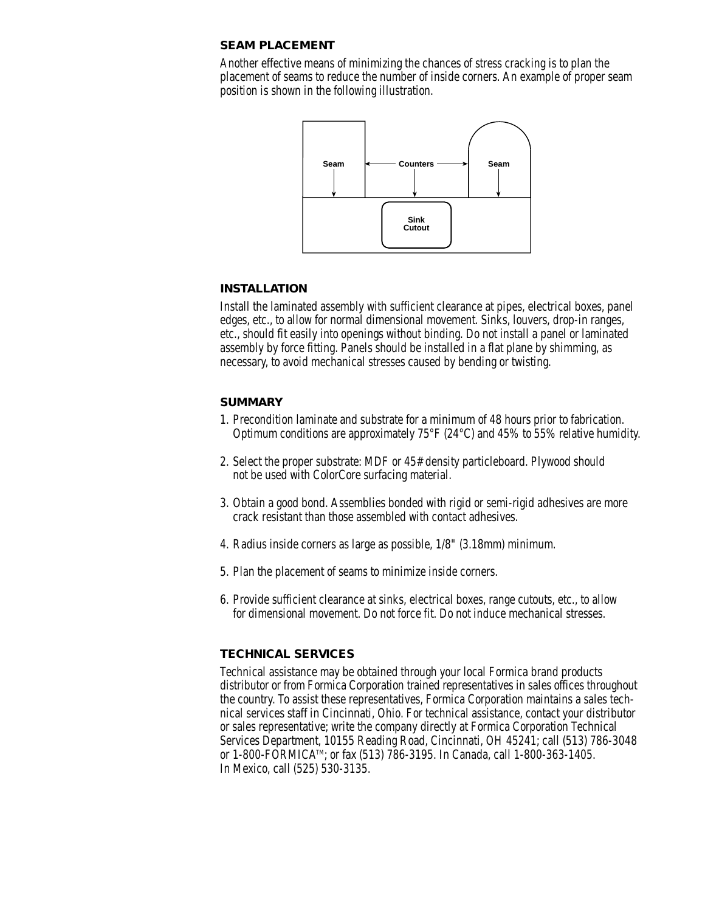## SEAM PLACEMENT

Another effective means of minimizing the chances of stress cracking is to plan the placement of seams to reduce the number of inside corners. An example of proper seam position is shown in the following illustration.

Seam | Counters | Seam

Sink Cutout

## INSTALLATION

Install the laminated assembly with sufficient clearance at pipes, electrical boxes, panel edges, etc., to allow for normal dimensional movement. Sinks, louvers, drop-in ranges, etc., should fit easily into openings without binding. Do not install a panel or laminated assembly by force fitting. Panels should be installed in a flat plane by shimming, as necessary, to avoid mechanical stresses caused by bending or twisting.

## SUMMARY

1. Precondition laminate and substrate for a minimum of 48 hours prior to fabrication. Optimum conditions are approximately 75°F (24°C) and 45% to 55% relative humidity.

2. Select the proper substrate: MDF or 45# density particleboard. Plywood should not be used with ColorCore surfacing material.

3. Obtain a good bond. Assemblies bonded with rigid or semi-rigid adhesives are more crack resistant than those assembled with contact adhesives.

4. Radius inside corners as large as possible, 1/8" (3.18mm) minimum.

5. Plan the placement of seams to minimize inside corners.

6. Provide sufficient clearance at sinks, electrical boxes, range cutouts, etc., to allow for dimensional movement. Do not force fit. Do not induce mechanical stresses.

## TECHNICAL SERVICES

Technical assistance may be obtained through your local Formica brand products distributor or from Formica Corporation trained representatives in sales offices throughout the country. To assist these representatives, Formica Corporation maintains a sales technical services staff in Cincinnati, Ohio. For technical assistance, contact your distributor or sales representative; write the company directly at Formica Corporation Technical Services Department, 10155 Reading Road, Cincinnati, OH 45241; call (513) 786-3048 or 1-800-FORMICA™; or fax (513) 786-3195. In Canada, call 1-800-363-1405. In Mexico, call (525) 530-3135.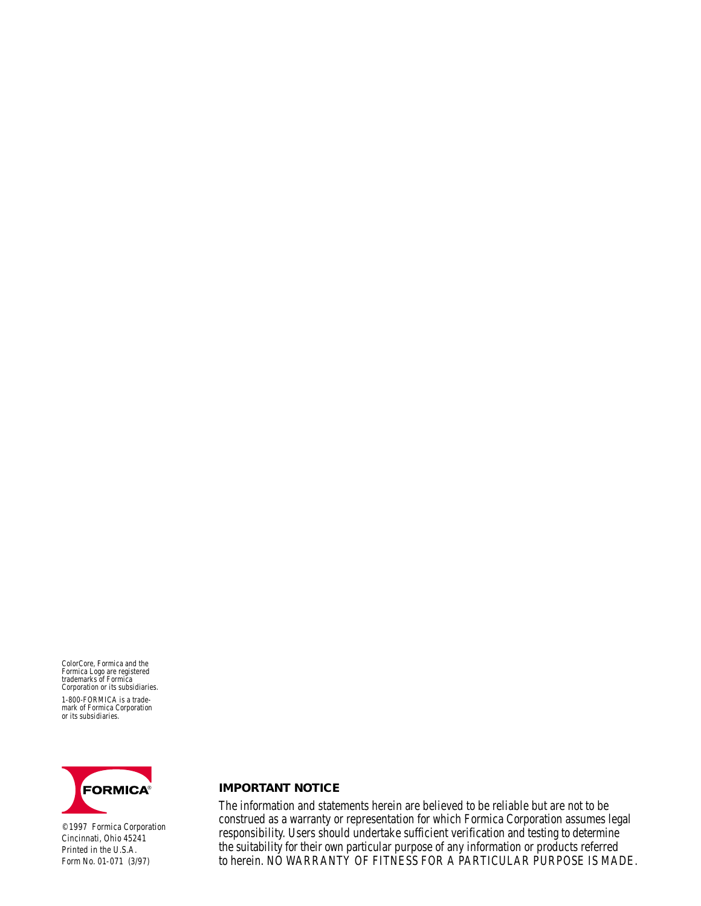ColorCore, Formica and the Formica Logo are registered trademarks of Formica Corporation or its subsidiaries.

1-800-FORMICA is a trademark of Formica Corporation or its subsidiaries.

FORMICA®

*©1997 Formica Corporation*
*Cincinnati, Ohio 45241*
*Printed in the U.S.A.*
*Form No. 01-071 (3/97)*

**IMPORTANT NOTICE**

The information and statements herein are believed to be reliable but are not to be construed as a warranty or representation for which Formica Corporation assumes legal responsibility. Users should undertake sufficient verification and testing to determine the suitability for their own particular purpose of any information or products referred to herein. NO WARRANTY OF FITNESS FOR A PARTICULAR PURPOSE IS MADE.